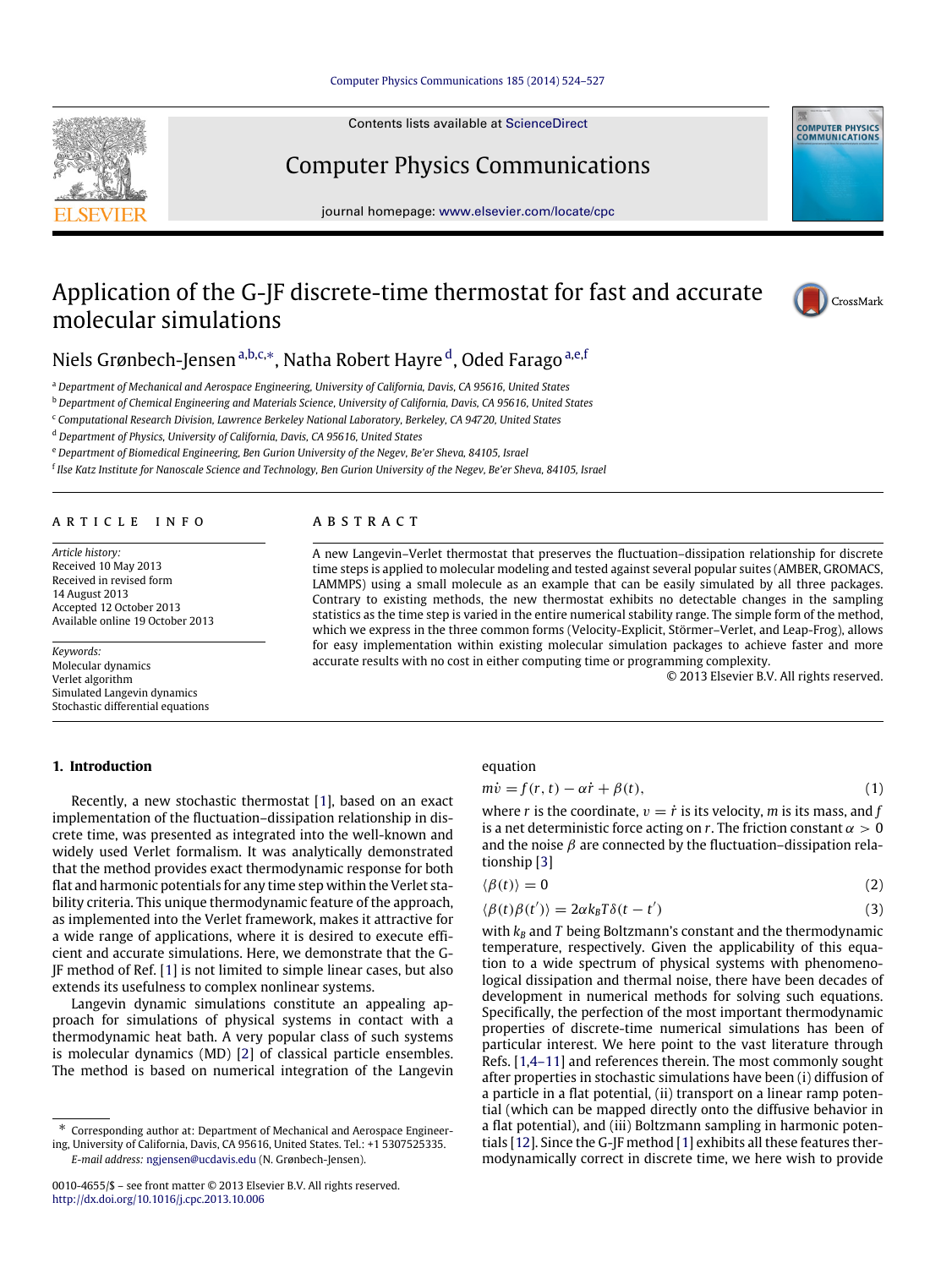# Application of the G-JF discrete-time thermostat for fast and accurate molecular simulations

Niels Grønbech-Jensen [a,b,c,*], Natha Robert Hayre [d], Oded Farago [a,e,f]

[a] Department of Mechanical and Aerospace Engineering, University of California, Davis, CA 95616, United States
[b] Department of Chemical Engineering and Materials Science, University of California, Davis, CA 95616, United States
[c] Computational Research Division, Lawrence Berkeley National Laboratory, Berkeley, CA 94720, United States
[d] Department of Physics, University of California, Davis, CA 95616, United States
[e] Department of Biomedical Engineering, Ben Gurion University of the Negev, Be'er Sheva, 84105, Israel
[f] Ilse Katz Institute for Nanoscale Science and Technology, Ben Gurion University of the Negev, Be'er Sheva, 84105, Israel

## ARTICLE INFO

*Article history:*
Received 10 May 2013
Received in revised form
14 August 2013
Accepted 12 October 2013
Available online 19 October 2013

*Keywords:*
Molecular dynamics
Verlet algorithm
Simulated Langevin dynamics
Stochastic differential equations

## ABSTRACT

A new Langevin–Verlet thermostat that preserves the fluctuation–dissipation relationship for discrete time steps is applied to molecular modeling and tested against several popular suites (AMBER, GROMACS, LAMMPS) using a small molecule as an example that can be easily simulated by all three packages. Contrary to existing methods, the new thermostat exhibits no detectable changes in the sampling statistics as the time step is varied in the entire numerical stability range. The simple form of the method, which we express in the three common forms (Velocity-Explicit, Störmer–Verlet, and Leap-Frog), allows for easy implementation within existing molecular simulation packages to achieve faster and more accurate results with no cost in either computing time or programming complexity.

© 2013 Elsevier B.V. All rights reserved.

## 1. Introduction

Recently, a new stochastic thermostat [1], based on an exact implementation of the fluctuation–dissipation relationship in discrete time, was presented as integrated into the well-known and widely used Verlet formalism. It was analytically demonstrated that the method provides exact thermodynamic response for both flat and harmonic potentials for any time step within the Verlet stability criteria. This unique thermodynamic feature of the approach, as implemented into the Verlet framework, makes it attractive for a wide range of applications, where it is desired to execute efficient and accurate simulations. Here, we demonstrate that the G-JF method of Ref. [1] is not limited to simple linear cases, but also extends its usefulness to complex nonlinear systems.

Langevin dynamic simulations constitute an appealing approach for simulations of physical systems in contact with a thermodynamic heat bath. A very popular class of such systems is molecular dynamics (MD) [2] of classical particle ensembles. The method is based on numerical integration of the Langevin equation

$$m\dot{v} = f(r,t) - \alpha\dot{r} + \beta(t), \tag{1}$$

where $r$ is the coordinate, $v = \dot{r}$ is its velocity, $m$ is its mass, and $f$ is a net deterministic force acting on $r$. The friction constant $\alpha > 0$ and the noise $\beta$ are connected by the fluctuation–dissipation relationship [3]

$$\langle \beta(t) \rangle = 0 \tag{2}$$

$$\langle \beta(t)\beta(t') \rangle = 2\alpha k_B T \delta(t - t') \tag{3}$$

with $k_B$ and $T$ being Boltzmann's constant and the thermodynamic temperature, respectively. Given the applicability of this equation to a wide spectrum of physical systems with phenomenological dissipation and thermal noise, there have been decades of development in numerical methods for solving such equations. Specifically, the perfection of the most important thermodynamic properties of discrete-time numerical simulations has been of particular interest. We here point to the vast literature through Refs. [1,4–11] and references therein. The most commonly sought after properties in stochastic simulations have been (i) diffusion of a particle in a flat potential, (ii) transport on a linear ramp potential (which can be mapped directly onto the diffusive behavior in a flat potential), and (iii) Boltzmann sampling in harmonic potentials [12]. Since the G-JF method [1] exhibits all these features thermodynamically correct in discrete time, we here wish to provide

\* Corresponding author at: Department of Mechanical and Aerospace Engineering, University of California, Davis, CA 95616, United States. Tel.: +1 5307525335.
*E-mail address:* ngjensen@ucdavis.edu (N. Grønbech-Jensen).

0010-4655/$ – see front matter © 2013 Elsevier B.V. All rights reserved.
http://dx.doi.org/10.1016/j.cpc.2013.10.006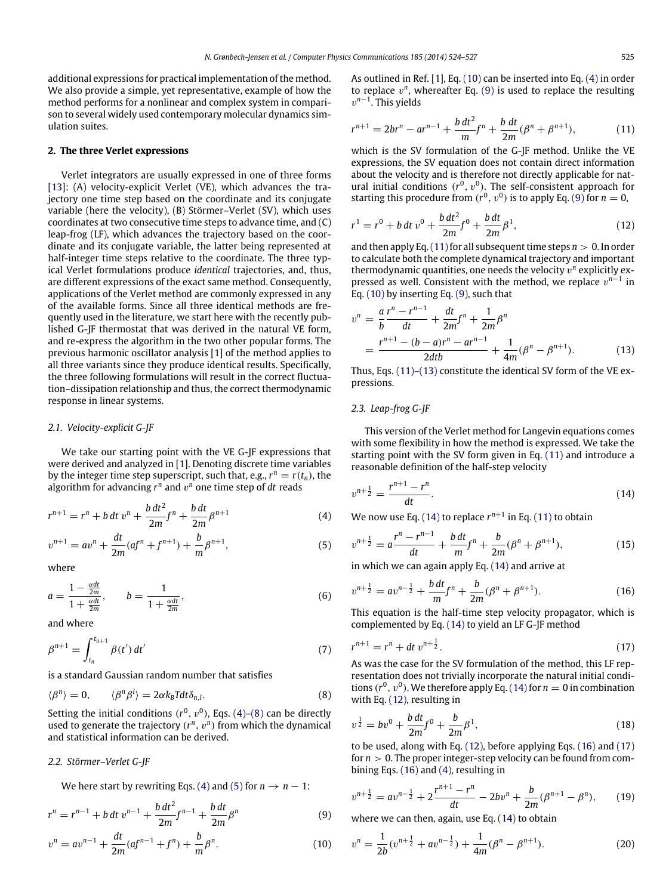additional expressions for practical implementation of the method. We also provide a simple, yet representative, example of how the method performs for a nonlinear and complex system in comparison to several widely used contemporary molecular dynamics simulation suites.

## 2. The three Verlet expressions

Verlet integrators are usually expressed in one of three forms [13]: (A) velocity-explicit Verlet (VE), which advances the trajectory one time step based on the coordinate and its conjugate variable (here the velocity), (B) Störmer–Verlet (SV), which uses coordinates at two consecutive time steps to advance time, and (C) leap-frog (LF), which advances the trajectory based on the coordinate and its conjugate variable, the latter being represented at half-integer time steps relative to the coordinate. The three typical Verlet formulations produce *identical* trajectories, and, thus, are different expressions of the exact same method. Consequently, applications of the Verlet method are commonly expressed in any of the available forms. Since all three identical methods are frequently used in the literature, we start here with the recently published G-JF thermostat that was derived in the natural VE form, and re-express the algorithm in the two other popular forms. The previous harmonic oscillator analysis [1] of the method applies to all three variants since they produce identical results. Specifically, the three following formulations will result in the correct fluctuation–dissipation relationship and thus, the correct thermodynamic response in linear systems.

### 2.1. Velocity-explicit G-JF

We take our starting point with the VE G-JF expressions that were derived and analyzed in [1]. Denoting discrete time variables by the integer time step superscript, such that, e.g., $r^n = r(t_n)$, the algorithm for advancing $r^n$ and $v^n$ one time step of $dt$ reads

$$r^{n+1} = r^n + b\,dt\,v^n + \frac{b\,dt^2}{2m}f^n + \frac{b\,dt}{2m}\beta^{n+1} \tag{4}$$

$$v^{n+1} = av^n + \frac{dt}{2m}(af^n + f^{n+1}) + \frac{b}{m}\beta^{n+1}, \tag{5}$$

where

$$a = \frac{1-\frac{\alpha dt}{2m}}{1+\frac{\alpha dt}{2m}}, \qquad b = \frac{1}{1+\frac{\alpha dt}{2m}}, \tag{6}$$

and where

$$\beta^{n+1} = \int_{t_n}^{t_{n+1}} \beta(t')\,dt' \tag{7}$$

is a standard Gaussian random number that satisfies

$$\langle \beta^n \rangle = 0, \qquad \langle \beta^n \beta^l \rangle = 2\alpha k_B T dt\,\delta_{n,l}. \tag{8}$$

Setting the initial conditions $(r^0, v^0)$, Eqs. (4)–(8) can be directly used to generate the trajectory $(r^n, v^n)$ from which the dynamical and statistical information can be derived.

### 2.2. Störmer–Verlet G-JF

We here start by rewriting Eqs. (4) and (5) for $n \to n-1$:

$$r^n = r^{n-1} + b\,dt\,v^{n-1} + \frac{b\,dt^2}{2m}f^{n-1} + \frac{b\,dt}{2m}\beta^n \tag{9}$$

$$v^n = av^{n-1} + \frac{dt}{2m}(af^{n-1} + f^n) + \frac{b}{m}\beta^n. \tag{10}$$

As outlined in Ref. [1], Eq. (10) can be inserted into Eq. (4) in order to replace $v^n$, whereafter Eq. (9) is used to replace the resulting $v^{n-1}$. This yields

$$r^{n+1} = 2br^n - ar^{n-1} + \frac{b\,dt^2}{m}f^n + \frac{b\,dt}{2m}(\beta^n + \beta^{n+1}), \tag{11}$$

which is the SV formulation of the G-JF method. Unlike the VE expressions, the SV equation does not contain direct information about the velocity and is therefore not directly applicable for natural initial conditions $(r^0, v^0)$. The self-consistent approach for starting this procedure from $(r^0, v^0)$ is to apply Eq. (9) for $n = 0$,

$$r^1 = r^0 + b\,dt\,v^0 + \frac{b\,dt^2}{2m}f^0 + \frac{b\,dt}{2m}\beta^1, \tag{12}$$

and then apply Eq. (11) for all subsequent time steps $n > 0$. In order to calculate both the complete dynamical trajectory and important thermodynamic quantities, one needs the velocity $v^n$ explicitly expressed as well. Consistent with the method, we replace $v^{n-1}$ in Eq. (10) by inserting Eq. (9), such that

$$\begin{aligned} v^n &= \frac{a}{b}\frac{r^n - r^{n-1}}{dt} + \frac{dt}{2m}f^n + \frac{1}{2m}\beta^n \\ &= \frac{r^{n+1} - (b-a)r^n - ar^{n-1}}{2dtb} + \frac{1}{4m}(\beta^n - \beta^{n+1}). \end{aligned} \tag{13}$$

Thus, Eqs. (11)–(13) constitute the identical SV form of the VE expressions.

### 2.3. Leap-frog G-JF

This version of the Verlet method for Langevin equations comes with some flexibility in how the method is expressed. We take the starting point with the SV form given in Eq. (11) and introduce a reasonable definition of the half-step velocity

$$v^{n+\frac{1}{2}} = \frac{r^{n+1} - r^n}{dt}. \tag{14}$$

We now use Eq. (14) to replace $r^{n+1}$ in Eq. (11) to obtain

$$v^{n+\frac{1}{2}} = a\frac{r^n - r^{n-1}}{dt} + \frac{b\,dt}{m}f^n + \frac{b}{2m}(\beta^n + \beta^{n+1}), \tag{15}$$

in which we can again apply Eq. (14) and arrive at

$$v^{n+\frac{1}{2}} = av^{n-\frac{1}{2}} + \frac{b\,dt}{m}f^n + \frac{b}{2m}(\beta^n + \beta^{n+1}). \tag{16}$$

This equation is the half-time step velocity propagator, which is complemented by Eq. (14) to yield an LF G-JF method

$$r^{n+1} = r^n + dt\,v^{n+\frac{1}{2}}. \tag{17}$$

As was the case for the SV formulation of the method, this LF representation does not trivially incorporate the natural initial conditions $(r^0, v^0)$. We therefore apply Eq. (14) for $n = 0$ in combination with Eq. (12), resulting in

$$v^{\frac{1}{2}} = bv^0 + \frac{b\,dt}{2m}f^0 + \frac{b}{2m}\beta^1, \tag{18}$$

to be used, along with Eq. (12), before applying Eqs. (16) and (17) for $n > 0$. The proper integer-step velocity can be found from combining Eqs. (16) and (4), resulting in

$$v^{n+\frac{1}{2}} = av^{n-\frac{1}{2}} + 2\frac{r^{n+1} - r^n}{dt} - 2bv^n + \frac{b}{2m}(\beta^{n+1} - \beta^n), \tag{19}$$

where we can then, again, use Eq. (14) to obtain

$$v^n = \frac{1}{2b}(v^{n+\frac{1}{2}} + av^{n-\frac{1}{2}}) + \frac{1}{4m}(\beta^n - \beta^{n+1}). \tag{20}$$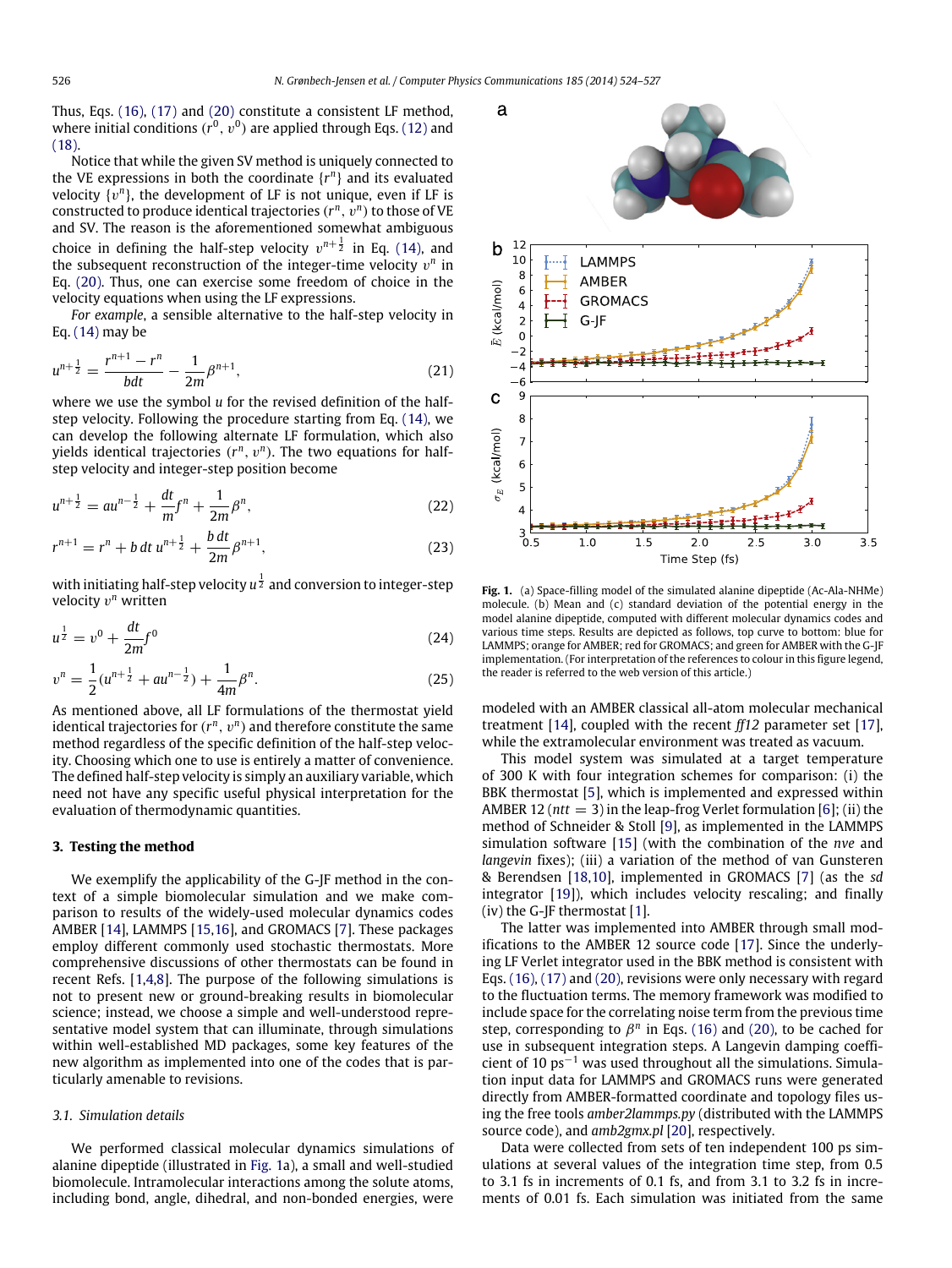Thus, Eqs. (16), (17) and (20) constitute a consistent LF method, where initial conditions $(r^0, v^0)$ are applied through Eqs. (12) and (18).

Notice that while the given SV method is uniquely connected to the VE expressions in both the coordinate $\{r^n\}$ and its evaluated velocity $\{v^n\}$, the development of LF is not unique, even if LF is constructed to produce identical trajectories $(r^n, v^n)$ to those of VE and SV. The reason is the aforementioned somewhat ambiguous choice in defining the half-step velocity $v^{n+\frac{1}{2}}$ in Eq. (14), and the subsequent reconstruction of the integer-time velocity $v^n$ in Eq. (20). Thus, one can exercise some freedom of choice in the velocity equations when using the LF expressions.

*For example*, a sensible alternative to the half-step velocity in Eq. (14) may be

$$u^{n+\frac{1}{2}} = \frac{r^{n+1} - r^n}{b dt} - \frac{1}{2m}\beta^{n+1}, \tag{21}$$

where we use the symbol $u$ for the revised definition of the half-step velocity. Following the procedure starting from Eq. (14), we can develop the following alternate LF formulation, which also yields identical trajectories $(r^n, v^n)$. The two equations for half-step velocity and integer-step position become

$$u^{n+\frac{1}{2}} = a u^{n-\frac{1}{2}} + \frac{dt}{m} f^n + \frac{1}{2m}\beta^n, \tag{22}$$

$$r^{n+1} = r^n + b\, dt\, u^{n+\frac{1}{2}} + \frac{b\, dt}{2m}\beta^{n+1}, \tag{23}$$

with initiating half-step velocity $u^{\frac{1}{2}}$ and conversion to integer-step velocity $v^n$ written

$$u^{\frac{1}{2}} = v^0 + \frac{dt}{2m} f^0 \tag{24}$$

$$v^n = \frac{1}{2}(u^{n+\frac{1}{2}} + a u^{n-\frac{1}{2}}) + \frac{1}{4m}\beta^n. \tag{25}$$

As mentioned above, all LF formulations of the thermostat yield identical trajectories for $(r^n, v^n)$ and therefore constitute the same method regardless of the specific definition of the half-step velocity. Choosing which one to use is entirely a matter of convenience. The defined half-step velocity is simply an auxiliary variable, which need not have any specific useful physical interpretation for the evaluation of thermodynamic quantities.

## 3. Testing the method

We exemplify the applicability of the G-JF method in the context of a simple biomolecular simulation and we make comparison to results of the widely-used molecular dynamics codes AMBER [14], LAMMPS [15,16], and GROMACS [7]. These packages employ different commonly used stochastic thermostats. More comprehensive discussions of other thermostats can be found in recent Refs. [1,4,8]. The purpose of the following simulations is not to present new or ground-breaking results in biomolecular science; instead, we choose a simple and well-understood representative model system that can illuminate, through simulations within well-established MD packages, some key features of the new algorithm as implemented into one of the codes that is particularly amenable to revisions.

### 3.1. Simulation details

We performed classical molecular dynamics simulations of alanine dipeptide (illustrated in Fig. 1a), a small and well-studied biomolecule. Intramolecular interactions among the solute atoms, including bond, angle, dihedral, and non-bonded energies, were modeled with an AMBER classical all-atom molecular mechanical treatment [14], coupled with the recent *ff12* parameter set [17], while the extramolecular environment was treated as vacuum.

**Fig. 1.** (a) Space-filling model of the simulated alanine dipeptide (Ac-Ala-NHMe) molecule. (b) Mean and (c) standard deviation of the potential energy in the model alanine dipeptide, computed with different molecular dynamics codes and various time steps. Results are depicted as follows, top curve to bottom: blue for LAMMPS; orange for AMBER; red for GROMACS; and green for AMBER with the G-JF implementation. (For interpretation of the references to colour in this figure legend, the reader is referred to the web version of this article.)

This model system was simulated at a target temperature of 300 K with four integration schemes for comparison: (i) the BBK thermostat [5], which is implemented and expressed within AMBER 12 ($ntt = 3$) in the leap-frog Verlet formulation [6]; (ii) the method of Schneider & Stoll [9], as implemented in the LAMMPS simulation software [15] (with the combination of the *nve* and *langevin* fixes); (iii) a variation of the method of van Gunsteren & Berendsen [18,10], implemented in GROMACS [7] (as the *sd* integrator [19]), which includes velocity rescaling; and finally (iv) the G-JF thermostat [1].

The latter was implemented into AMBER through small modifications to the AMBER 12 source code [17]. Since the underlying LF Verlet integrator used in the BBK method is consistent with Eqs. (16), (17) and (20), revisions were only necessary with regard to the fluctuation terms. The memory framework was modified to include space for the correlating noise term from the previous time step, corresponding to $\beta^n$ in Eqs. (16) and (20), to be cached for use in subsequent integration steps. A Langevin damping coefficient of 10 ps$^{-1}$ was used throughout all the simulations. Simulation input data for LAMMPS and GROMACS runs were generated directly from AMBER-formatted coordinate and topology files using the free tools *amber2lammps.py* (distributed with the LAMMPS source code), and *amb2gmx.pl* [20], respectively.

Data were collected from sets of ten independent 100 ps simulations at several values of the integration time step, from 0.5 to 3.1 fs in increments of 0.1 fs, and from 3.1 to 3.2 fs in increments of 0.01 fs. Each simulation was initiated from the same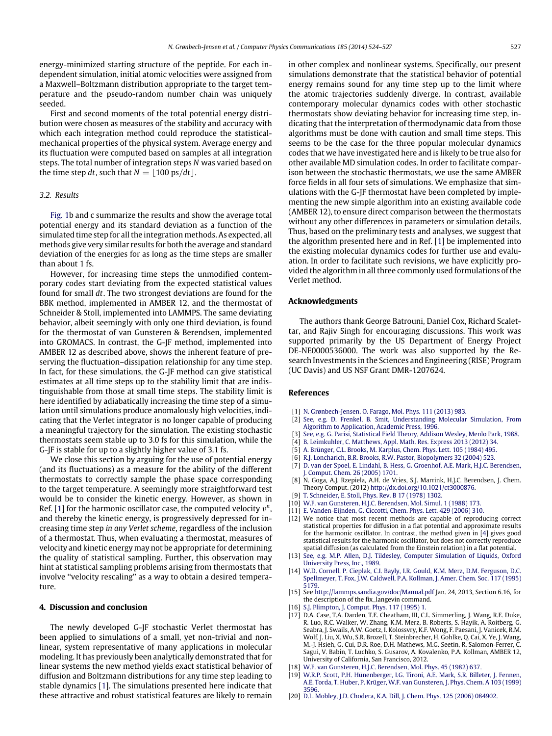energy-minimized starting structure of the peptide. For each independent simulation, initial atomic velocities were assigned from a Maxwell–Boltzmann distribution appropriate to the target temperature and the pseudo-random number chain was uniquely seeded.

First and second moments of the total potential energy distribution were chosen as measures of the stability and accuracy with which each integration method could reproduce the statistical-mechanical properties of the physical system. Average energy and its fluctuation were computed based on samples at all integration steps. The total number of integration steps $N$ was varied based on the time step $dt$, such that $N = \lfloor 100 \text{ ps}/dt \rfloor$.

### 3.2. Results

Fig. 1b and c summarize the results and show the average total potential energy and its standard deviation as a function of the simulated time step for all the integration methods. As expected, all methods give very similar results for both the average and standard deviation of the energies for as long as the time steps are smaller than about 1 fs.

However, for increasing time steps the unmodified contemporary codes start deviating from the expected statistical values found for small $dt$. The two strongest deviations are found for the BBK method, implemented in AMBER 12, and the thermostat of Schneider & Stoll, implemented into LAMMPS. The same deviating behavior, albeit seemingly with only one third deviation, is found for the thermostat of van Gunsteren & Berendsen, implemented into GROMACS. In contrast, the G-JF method, implemented into AMBER 12 as described above, shows the inherent feature of preserving the fluctuation–dissipation relationship for any time step. In fact, for these simulations, the G-JF method can give statistical estimates at all time steps up to the stability limit that are indistinguishable from those at small time steps. The stability limit is here identified by adiabatically increasing the time step of a simulation until simulations produce anomalously high velocities, indicating that the Verlet integrator is no longer capable of producing a meaningful trajectory for the simulation. The existing stochastic thermostats seem stable up to 3.0 fs for this simulation, while the G-JF is stable for up to a slightly higher value of 3.1 fs.

We close this section by arguing for the use of potential energy (and its fluctuations) as a measure for the ability of the different thermostats to correctly sample the phase space corresponding to the target temperature. A seemingly more straightforward test would be to consider the kinetic energy. However, as shown in Ref. [1] for the harmonic oscillator case, the computed velocity $v^n$, and thereby the kinetic energy, is progressively depressed for increasing time step *in any Verlet scheme*, regardless of the inclusion of a thermostat. Thus, when evaluating a thermostat, measures of velocity and kinetic energy may not be appropriate for determining the quality of statistical sampling. Further, this observation may hint at statistical sampling problems arising from thermostats that involve "velocity rescaling" as a way to obtain a desired temperature.

## 4. Discussion and conclusion

The newly developed G-JF stochastic Verlet thermostat has been applied to simulations of a small, yet non-trivial and nonlinear, system representative of many applications in molecular modeling. It has previously been analytically demonstrated that for linear systems the new method yields exact statistical behavior of diffusion and Boltzmann distributions for any time step leading to stable dynamics [1]. The simulations presented here indicate that these attractive and robust statistical features are likely to remain in other complex and nonlinear systems. Specifically, our present simulations demonstrate that the statistical behavior of potential energy remains sound for any time step up to the limit where the atomic trajectories suddenly diverge. In contrast, available contemporary molecular dynamics codes with other stochastic thermostats show deviating behavior for increasing time step, indicating that the interpretation of thermodynamic data from those algorithms must be done with caution and small time steps. This seems to be the case for the three popular molecular dynamics codes that we have investigated here and is likely to be true also for other available MD simulation codes. In order to facilitate comparison between the stochastic thermostats, we use the same AMBER force fields in all four sets of simulations. We emphasize that simulations with the G-JF thermostat have been completed by implementing the new simple algorithm into an existing available code (AMBER 12), to ensure direct comparison between the thermostats without any other differences in parameters or simulation details. Thus, based on the preliminary tests and analyses, we suggest that the algorithm presented here and in Ref. [1] be implemented into the existing molecular dynamics codes for further use and evaluation. In order to facilitate such revisions, we have explicitly provided the algorithm in all three commonly used formulations of the Verlet method.

## Acknowledgments

The authors thank George Batrouni, Daniel Cox, Richard Scalettar, and Rajiv Singh for encouraging discussions. This work was supported primarily by the US Department of Energy Project DE-NE0000536000. The work was also supported by the Research Investments in the Sciences and Engineering (RISE) Program (UC Davis) and US NSF Grant DMR-1207624.

## References

[1] N. Grønbech-Jensen, O. Farago, Mol. Phys. 111 (2013) 983.
[2] See, e.g. D. Frenkel, B. Smit, Understanding Molecular Simulation, From Algorithm to Application, Academic Press, 1996.
[3] See, e.g. G. Parisi, Statistical Field Theory, Addison Wesley, Menlo Park, 1988.
[4] B. Leimkuhler, C. Matthews, Appl. Math. Res. Express 2013 (2012) 34.
[5] A. Brünger, C.L. Brooks, M. Karplus, Chem. Phys. Lett. 105 (1984) 495.
[6] R.J. Loncharich, B.R. Brooks, R.W. Pastor, Biopolymers 32 (2004) 523.
[7] D. van der Spoel, E. Lindahl, B. Hess, G. Groenhof, A.E. Mark, H.J.C. Berendsen, J. Comput. Chem. 26 (2005) 1701.
[8] N. Goga, A.J. Rzepiela, A.H. de Vries, S.J. Marrink, H.J.C. Berendsen, J. Chem. Theory Comput. (2012) http://dx.doi.org/10.1021/ct3000876.
[9] T. Schneider, E. Stoll, Phys. Rev. B 17 (1978) 1302.
[10] W.F. van Gunsteren, H.J.C. Berendsen, Mol. Simul. 1 (1988) 173.
[11] E. Vanden-Eijnden, G. Ciccotti, Chem. Phys. Lett. 429 (2006) 310.
[12] We notice that most recent methods are capable of reproducing correct statistical properties for diffusion in a flat potential and approximate results for the harmonic oscillator. In contrast, the method given in [4] gives good statistical results for the harmonic oscillator, but does not correctly reproduce spatial diffusion (as calculated from the Einstein relation) in a flat potential.
[13] See, e.g. M.P. Allen, D.J. Tildesley, Computer Simulation of Liquids, Oxford University Press, Inc., 1989.
[14] W.D. Cornell, P. Cieplak, C.I. Bayly, I.R. Gould, K.M. Merz, D.M. Ferguson, D.C. Spellmeyer, T. Fox, J.W. Caldwell, P.A. Kollman, J. Amer. Chem. Soc. 117 (1995) 5179.
[15] See http://lammps.sandia.gov/doc/Manual.pdf Jan. 24, 2013, Section 6.16, for the description of the fix_langevin command.
[16] S.J. Plimpton, J. Comput. Phys. 117 (1995) 1.
[17] D.A. Case, T.A. Darden, T.E. Cheatham, III, C.L. Simmerling, J. Wang, R.E. Duke, R. Luo, R.C. Walker, W. Zhang, K.M. Merz, B. Roberts, S. Hayik, A. Roitberg, G. Seabra, J. Swails, A.W. Goetz, I. Kolossvry, K.F. Wong, F. Paesani, J. Vanicek, R.M. Wolf, J. Liu, X. Wu, S.R. Brozell, T. Steinbrecher, H. Gohlke, Q. Cai, X. Ye, J. Wang, M.-J. Hsieh, G. Cui, D.R. Roe, D.H. Mathews, M.G. Seetin, R. Salomon-Ferrer, C. Sagui, V. Babin, T. Luchko, S. Gusarov, A. Kovalenko, P.A. Kollman, AMBER 12, University of California, San Francisco, 2012.
[18] W.F. van Gunsteren, H.J.C. Berendsen, Mol. Phys. 45 (1982) 637.
[19] W.R.P. Scott, P.H. Hünenberger, I.G. Tironi, A.E. Mark, S.R. Billeter, J. Fennen, A.E. Torda, T. Huber, P. Krüger, W.F. van Gunsteren, J. Phys. Chem. A 103 (1999) 3596.
[20] D.L. Mobley, J.D. Chodera, K.A. Dill, J. Chem. Phys. 125 (2006) 084902.